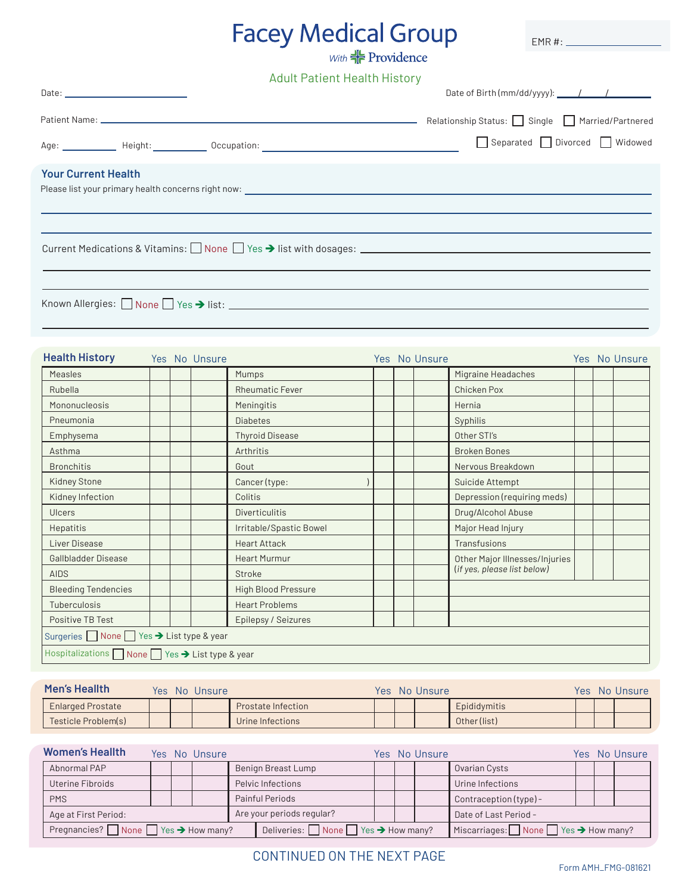# Facey Medical Group

With Providence

EMR #: ____________

## Adult Patient Health History

Date: ____________ Date of Birth (mm/dd/yyyy): ____/____/____

Patient Name: ______________________________ Relationship Status: ☐ Single ☐ Married/Partnered ☐ Separated ☐ Divorced ☐ Widowed

Age: ________ Height: ________ Occupation: ______________________

## Your Current Health

Please list your primary health concerns right now: ______________________________

Current Medications & Vitamins: ☐ None ☐ Yes → list with dosages: ______________________________

Known Allergies: ☐ None ☐ Yes → list: ______________________________

## Health History

| | Yes | No | Unsure | | Yes | No | Unsure | | Yes | No | Unsure |
|---|---|---|---|---|---|---|---|---|---|---|---|
| Measles | | | | Mumps | | | | Migraine Headaches | | | |
| Rubella | | | | Rheumatic Fever | | | | Chicken Pox | | | |
| Mononucleosis | | | | Meningitis | | | | Hernia | | | |
| Pneumonia | | | | Diabetes | | | | Syphilis | | | |
| Emphysema | | | | Thyroid Disease | | | | Other STI's | | | |
| Asthma | | | | Arthritis | | | | Broken Bones | | | |
| Bronchitis | | | | Gout | | | | Nervous Breakdown | | | |
| Kidney Stone | | | | Cancer (type: ) | | | | Suicide Attempt | | | |
| Kidney Infection | | | | Colitis | | | | Depression (requiring meds) | | | |
| Ulcers | | | | Diverticulitis | | | | Drug/Alcohol Abuse | | | |
| Hepatitis | | | | Irritable/Spastic Bowel | | | | Major Head Injury | | | |
| Liver Disease | | | | Heart Attack | | | | Transfusions | | | |
| Gallbladder Disease | | | | Heart Murmur | | | | Other Major Illnesses/Injuries (*if yes, please list below*) | | | |
| AIDS | | | | Stroke | | | | | | | |
| Bleeding Tendencies | | | | High Blood Pressure | | | | | | | |
| Tuberculosis | | | | Heart Problems | | | | | | | |
| Positive TB Test | | | | Epilepsy / Seizures | | | | | | | |

Surgeries ☐ None ☐ Yes → List type & year

Hospitalizations ☐ None ☐ Yes → List type & year

## Men's Health

| | Yes | No | Unsure | | Yes | No | Unsure | | Yes | No | Unsure |
|---|---|---|---|---|---|---|---|---|---|---|---|
| Enlarged Prostate | | | | Prostate Infection | | | | Epididymitis | | | |
| Testicle Problem(s) | | | | Urine Infections | | | | Other (list) | | | |

## Women's Health

| | Yes | No | Unsure | | Yes | No | Unsure | | Yes | No | Unsure |
|---|---|---|---|---|---|---|---|---|---|---|---|
| Abnormal PAP | | | | Benign Breast Lump | | | | Ovarian Cysts | | | |
| Uterine Fibroids | | | | Pelvic Infections | | | | Urine Infections | | | |
| PMS | | | | Painful Periods | | | | Contraception (type) - | | | |
| Age at First Period: | | | | Are your periods regular? | | | | Date of Last Period - | | | |

Pregnancies? ☐ None ☐ Yes → How many? Deliveries: ☐ None ☐ Yes → How many? Miscarriages: ☐ None ☐ Yes → How many?

CONTINUED ON THE NEXT PAGE

Form AMH_FMG-081621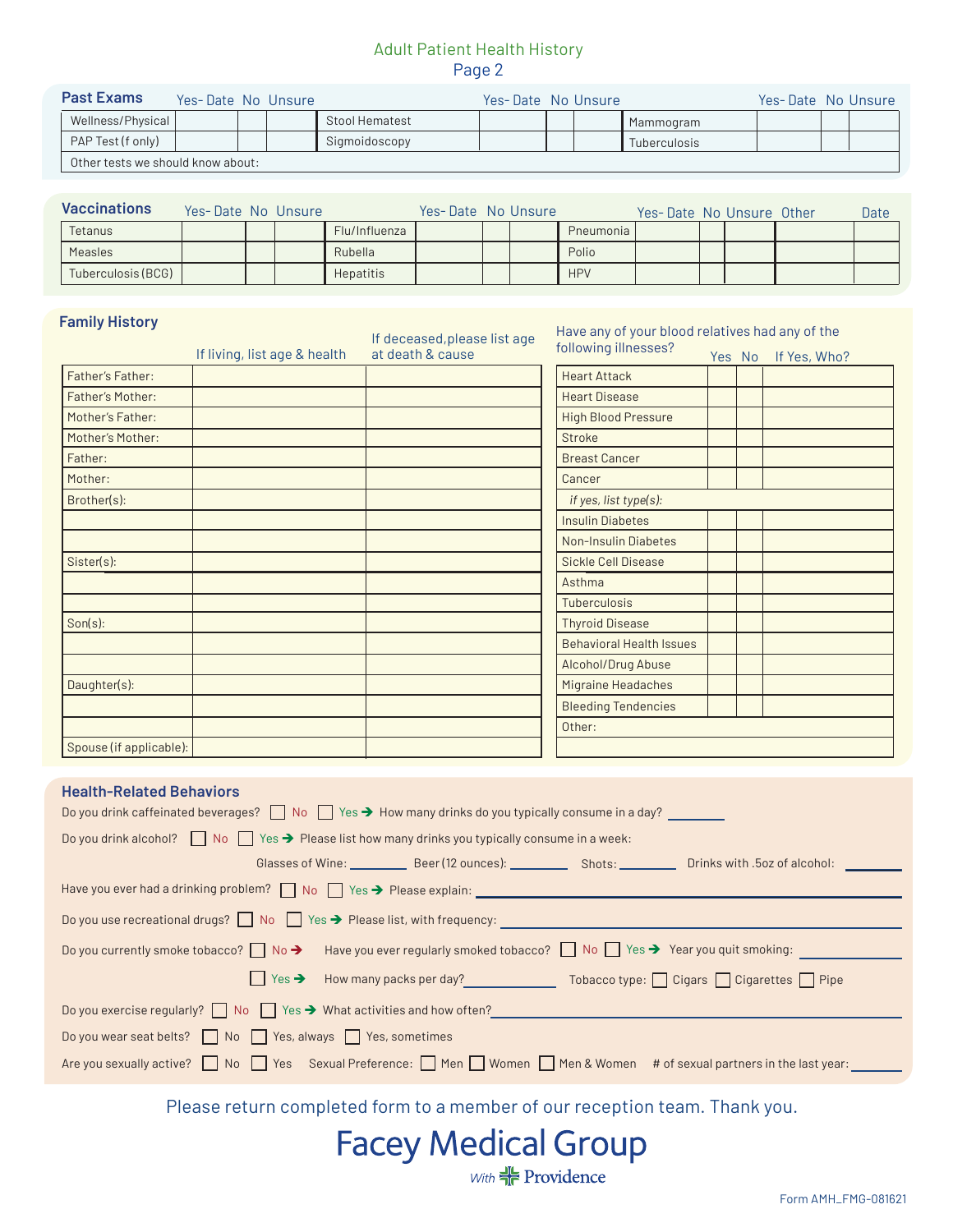# Adult Patient Health History
Page 2

## Past Exams

| Past Exams | Yes- Date | No | Unsure | | Yes- Date | No | Unsure | | Yes- Date | No | Unsure |
|---|---|---|---|---|---|---|---|---|---|---|---|
| Wellness/Physical | | | | Stool Hematest | | | | Mammogram | | | |
| PAP Test (f only) | | | | Sigmoidoscopy | | | | Tuberculosis | | | |
| Other tests we should know about: | | | | | | | | | | | |

## Vaccinations

| Vaccinations | Yes- Date | No | Unsure | | Yes- Date | No | Unsure | | Yes- Date | No | Unsure | Other | Date |
|---|---|---|---|---|---|---|---|---|---|---|---|---|---|
| Tetanus | | | | Flu/Influenza | | | | Pneumonia | | | | | |
| Measles | | | | Rubella | | | | Polio | | | | | |
| Tuberculosis (BCG) | | | | Hepatitis | | | | HPV | | | | | |

## Family History

| | If living, list age & health | If deceased, please list age at death & cause |
|---|---|---|
| Father's Father: | | |
| Father's Mother: | | |
| Mother's Father: | | |
| Mother's Mother: | | |
| Father: | | |
| Mother: | | |
| Brother(s): | | |
| | | |
| | | |
| Sister(s): | | |
| | | |
| | | |
| Son(s): | | |
| | | |
| | | |
| Daughter(s): | | |
| | | |
| | | |
| Spouse (if applicable): | | |

Have any of your blood relatives had any of the following illnesses?

| | Yes | No | If Yes, Who? |
|---|---|---|---|
| Heart Attack | | | |
| Heart Disease | | | |
| High Blood Pressure | | | |
| Stroke | | | |
| Breast Cancer | | | |
| Cancer | | | |
| *if yes, list type(s):* | | | |
| Insulin Diabetes | | | |
| Non-Insulin Diabetes | | | |
| Sickle Cell Disease | | | |
| Asthma | | | |
| Tuberculosis | | | |
| Thyroid Disease | | | |
| Behavioral Health Issues | | | |
| Alcohol/Drug Abuse | | | |
| Migraine Headaches | | | |
| Bleeding Tendencies | | | |
| Other: | | | |
| | | | |

## Health-Related Behaviors

Do you drink caffeinated beverages? ☐ No ☐ Yes ➔ How many drinks do you typically consume in a day? ________

Do you drink alcohol? ☐ No ☐ Yes ➔ Please list how many drinks you typically consume in a week:

Glasses of Wine: ________ Beer (12 ounces): ________ Shots: ________ Drinks with .5oz of alcohol: ________

Have you ever had a drinking problem? ☐ No ☐ Yes ➔ Please explain: ________

Do you use recreational drugs? ☐ No ☐ Yes ➔ Please list, with frequency: ________

Do you currently smoke tobacco? ☐ No ➔ Have you ever regularly smoked tobacco? ☐ No ☐ Yes ➔ Year you quit smoking: ________

☐ Yes ➔ How many packs per day? ________ Tobacco type: ☐ Cigars ☐ Cigarettes ☐ Pipe

Do you exercise regularly? ☐ No ☐ Yes ➔ What activities and how often? ________

Do you wear seat belts? ☐ No ☐ Yes, always ☐ Yes, sometimes

Are you sexually active? ☐ No ☐ Yes Sexual Preference: ☐ Men ☐ Women ☐ Men & Women # of sexual partners in the last year: ________

Please return completed form to a member of our reception team. Thank you.

Facey Medical Group
With Providence

Form AMH_FMG-081621